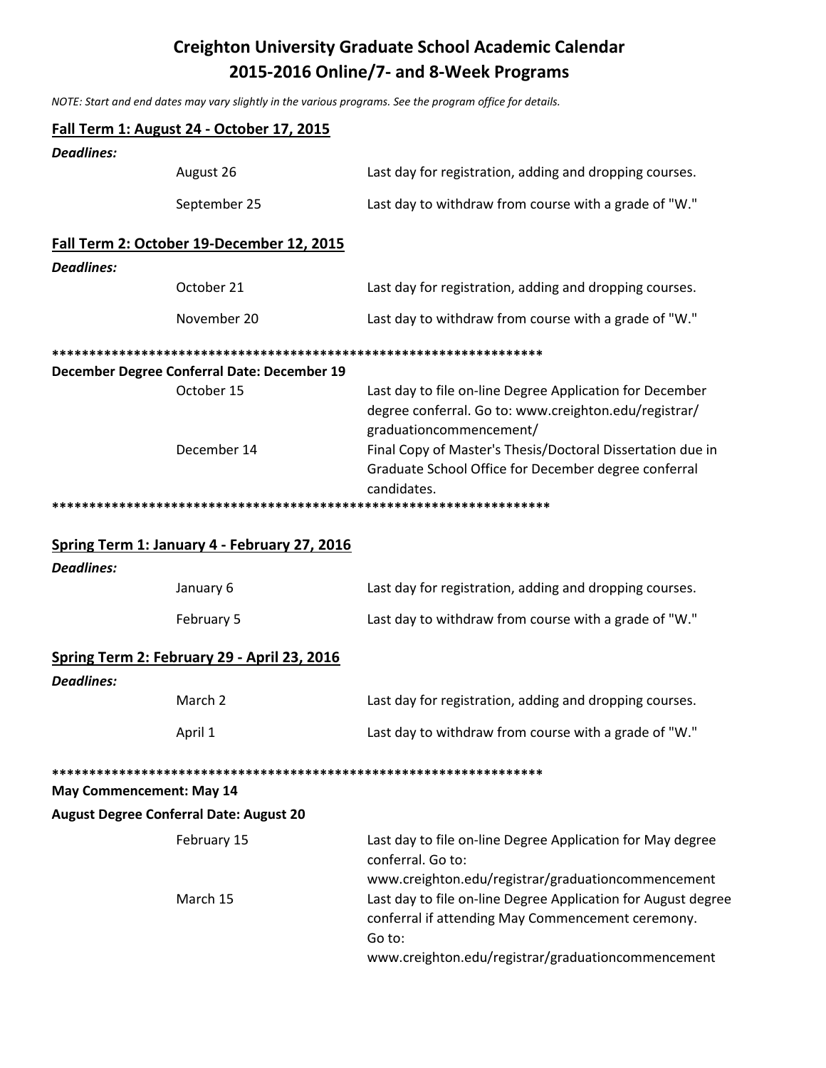# Creighton University Graduate School Academic Calendar
## 2015-2016 Online/7- and 8-Week Programs

*NOTE: Start and end dates may vary slightly in the various programs. See the program office for details.*

### Fall Term 1: August 24 - October 17, 2015

***Deadlines:***

| | |
|---|---|
| August 26 | Last day for registration, adding and dropping courses. |
| September 25 | Last day to withdraw from course with a grade of "W." |

### Fall Term 2: October 19-December 12, 2015

***Deadlines:***

| | |
|---|---|
| October 21 | Last day for registration, adding and dropping courses. |
| November 20 | Last day to withdraw from course with a grade of "W." |

******************************************************************

**December Degree Conferral Date: December 19**

| | |
|---|---|
| October 15 | Last day to file on-line Degree Application for December degree conferral. Go to: www.creighton.edu/registrar/graduationcommencement/ |
| December 14 | Final Copy of Master's Thesis/Doctoral Dissertation due in Graduate School Office for December degree conferral candidates. |

******************************************************************

### Spring Term 1: January 4 - February 27, 2016

***Deadlines:***

| | |
|---|---|
| January 6 | Last day for registration, adding and dropping courses. |
| February 5 | Last day to withdraw from course with a grade of "W." |

### Spring Term 2: February 29 - April 23, 2016

***Deadlines:***

| | |
|---|---|
| March 2 | Last day for registration, adding and dropping courses. |
| April 1 | Last day to withdraw from course with a grade of "W." |

******************************************************************

**May Commencement: May 14**

**August Degree Conferral Date: August 20**

| | |
|---|---|
| February 15 | Last day to file on-line Degree Application for May degree conferral. Go to: www.creighton.edu/registrar/graduationcommencement |
| March 15 | Last day to file on-line Degree Application for August degree conferral if attending May Commencement ceremony. Go to: www.creighton.edu/registrar/graduationcommencement |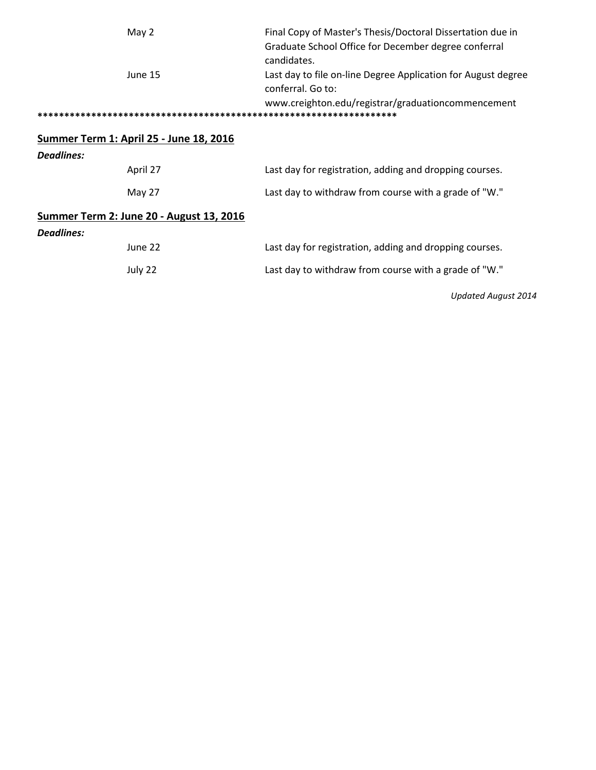| | |
|---|---|
| May 2 | Final Copy of Master's Thesis/Doctoral Dissertation due in Graduate School Office for December degree conferral candidates. |
| June 15 | Last day to file on-line Degree Application for August degree conferral. Go to: www.creighton.edu/registrar/graduationcommencement |

*******************************************************************

**<u>Summer Term 1: April 25 - June 18, 2016</u>**

***Deadlines:***

| | |
|---|---|
| April 27 | Last day for registration, adding and dropping courses. |
| May 27 | Last day to withdraw from course with a grade of "W." |

**<u>Summer Term 2: June 20 - August 13, 2016</u>**

***Deadlines:***

| | |
|---|---|
| June 22 | Last day for registration, adding and dropping courses. |
| July 22 | Last day to withdraw from course with a grade of "W." |

*Updated August 2014*